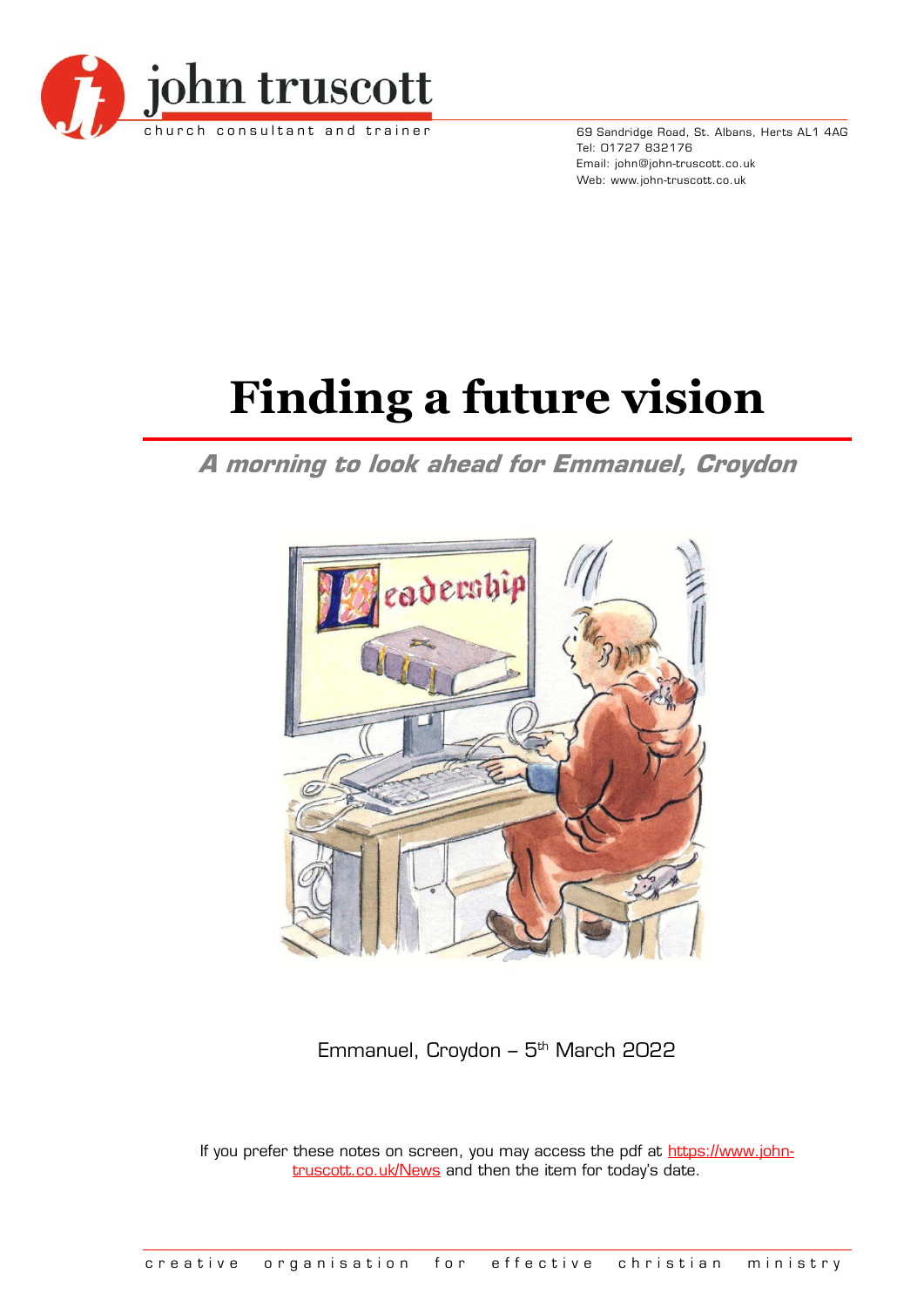john truscott

church consultant and trainer

69 Sandridge Road, St. Albans, Herts AL1 4AG
Tel: 01727 832176
Email: john@john-truscott.co.uk
Web: www.john-truscott.co.uk

# Finding a future vision

***A morning to look ahead for Emmanuel, Croydon***

Emmanuel, Croydon – 5th March 2022

If you prefer these notes on screen, you may access the pdf at https://www.john-truscott.co.uk/News and then the item for today's date.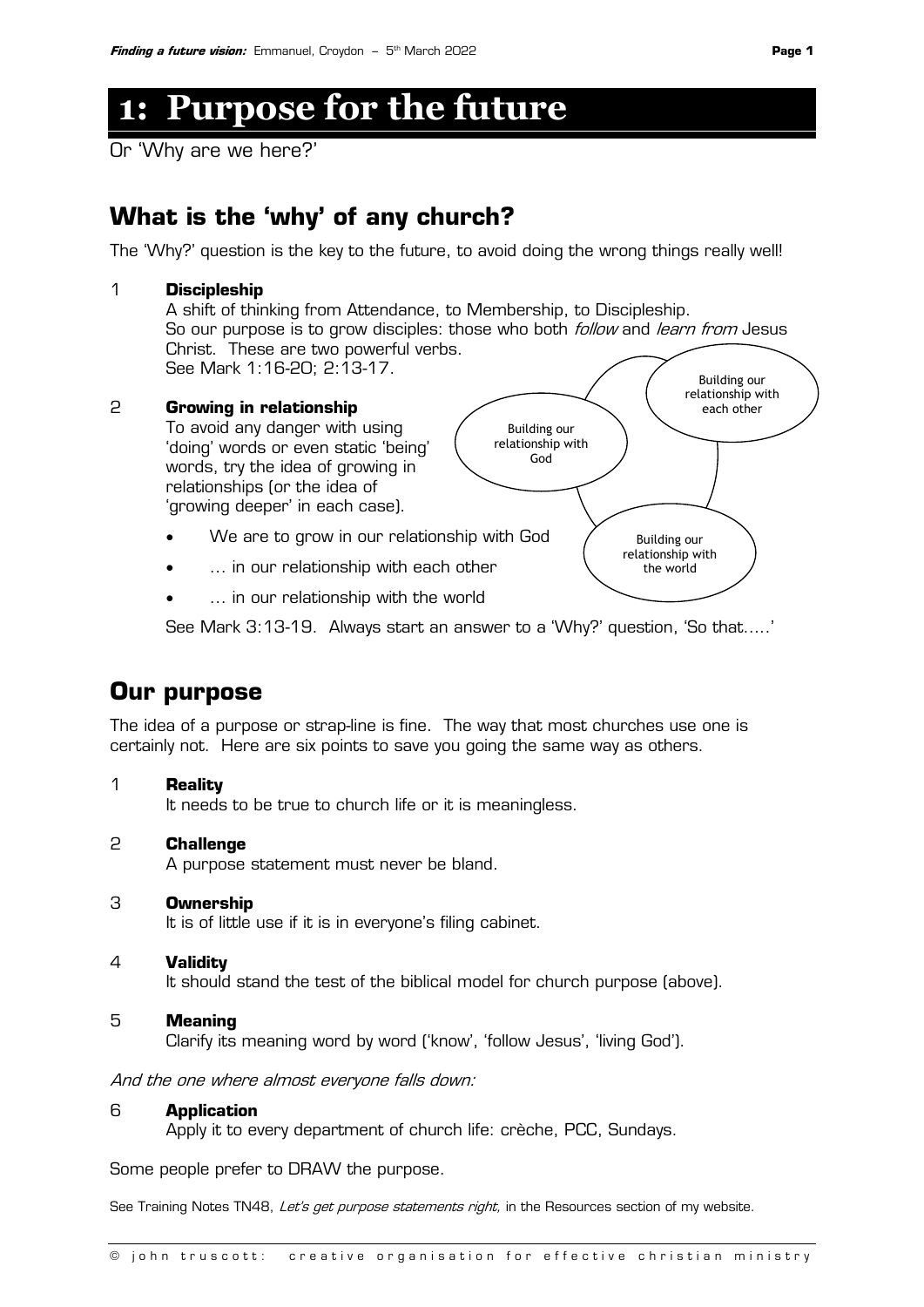# 1: Purpose for the future

Or 'Why are we here?'

## What is the 'why' of any church?

The 'Why?' question is the key to the future, to avoid doing the wrong things really well!

1 **Discipleship**
A shift of thinking from Attendance, to Membership, to Discipleship.
So our purpose is to grow disciples: those who both *follow* and *learn from* Jesus Christ. These are two powerful verbs.
See Mark 1:16-20; 2:13-17.

2 **Growing in relationship**
To avoid any danger with using 'doing' words or even static 'being' words, try the idea of growing in relationships (or the idea of 'growing deeper' in each case).

- We are to grow in our relationship with God
- … in our relationship with each other
- … in our relationship with the world

Building our relationship with God

Building our relationship with each other

Building our relationship with the world

See Mark 3:13-19. Always start an answer to a 'Why?' question, 'So that…..'

## Our purpose

The idea of a purpose or strap-line is fine. The way that most churches use one is certainly not. Here are six points to save you going the same way as others.

1 **Reality**
It needs to be true to church life or it is meaningless.

2 **Challenge**
A purpose statement must never be bland.

3 **Ownership**
It is of little use if it is in everyone's filing cabinet.

4 **Validity**
It should stand the test of the biblical model for church purpose (above).

5 **Meaning**
Clarify its meaning word by word ('know', 'follow Jesus', 'living God').

*And the one where almost everyone falls down:*

6 **Application**
Apply it to every department of church life: crèche, PCC, Sundays.

Some people prefer to DRAW the purpose.

See Training Notes TN48, *Let's get purpose statements right,* in the Resources section of my website.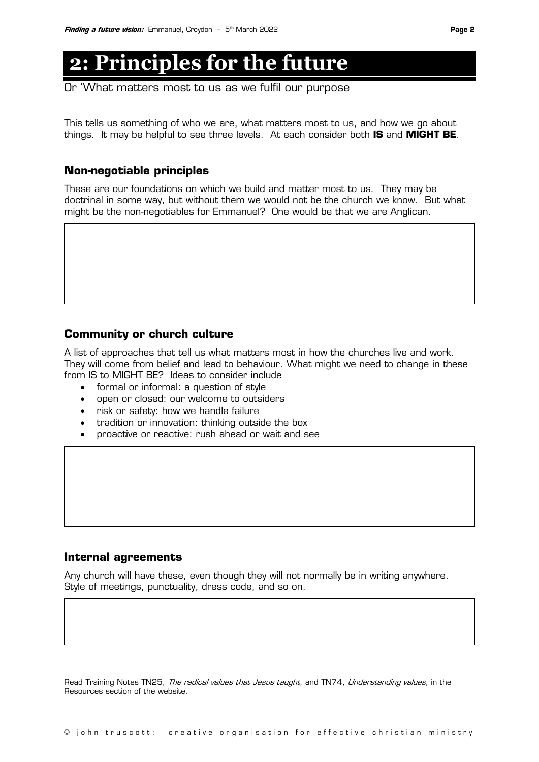# 2: Principles for the future

Or 'What matters most to us as we fulfil our purpose

This tells us something of who we are, what matters most to us, and how we go about things. It may be helpful to see three levels. At each consider both **IS** and **MIGHT BE**.

## Non-negotiable principles

These are our foundations on which we build and matter most to us. They may be doctrinal in some way, but without them we would not be the church we know. But what might be the non-negotiables for Emmanuel? One would be that we are Anglican.

## Community or church culture

A list of approaches that tell us what matters most in how the churches live and work. They will come from belief and lead to behaviour. What might we need to change in these from IS to MIGHT BE? Ideas to consider include

- formal or informal: a question of style
- open or closed: our welcome to outsiders
- risk or safety: how we handle failure
- tradition or innovation: thinking outside the box
- proactive or reactive: rush ahead or wait and see

## Internal agreements

Any church will have these, even though they will not normally be in writing anywhere. Style of meetings, punctuality, dress code, and so on.

Read Training Notes TN25, *The radical values that Jesus taught*, and TN74, *Understanding values,* in the Resources section of the website.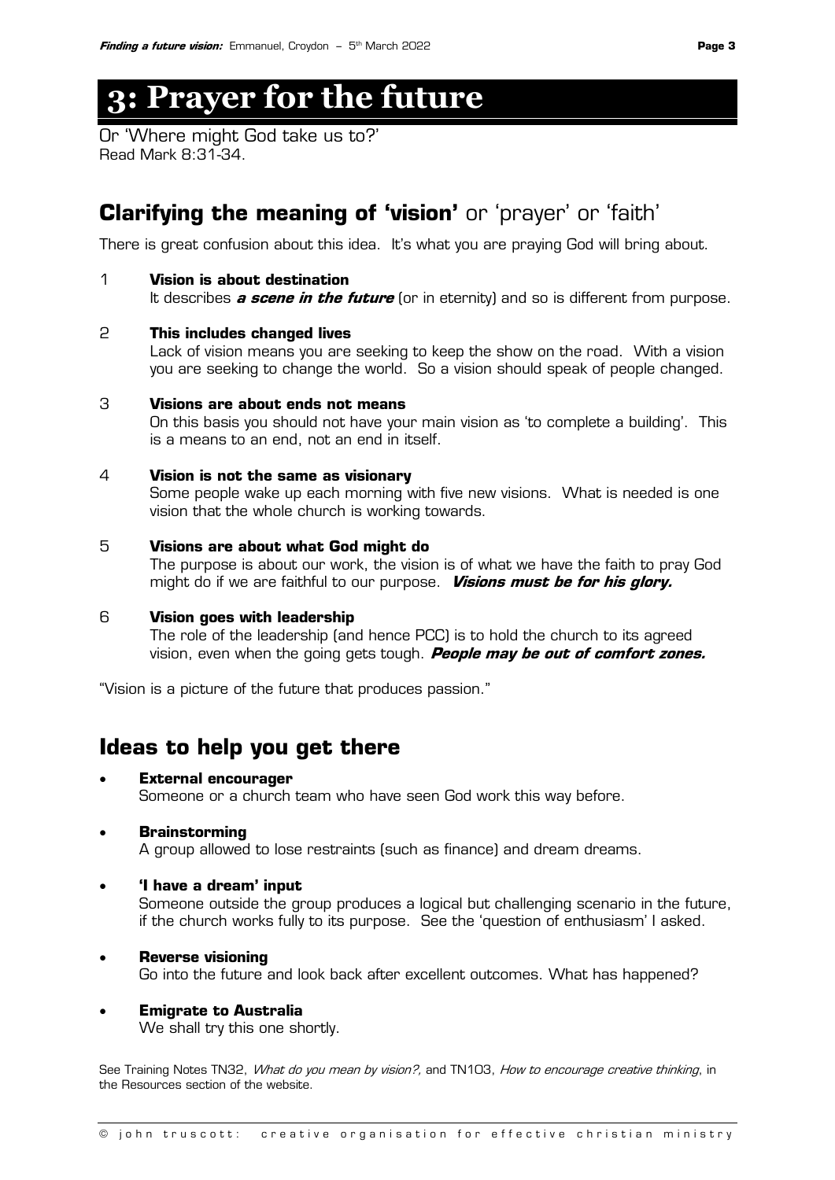# 3: Prayer for the future

Or 'Where might God take us to?'
Read Mark 8:31-34.

## **Clarifying the meaning of 'vision'** or 'prayer' or 'faith'

There is great confusion about this idea. It's what you are praying God will bring about.

1 **Vision is about destination**
It describes ***a scene in the future*** (or in eternity) and so is different from purpose.

2 **This includes changed lives**
Lack of vision means you are seeking to keep the show on the road. With a vision you are seeking to change the world. So a vision should speak of people changed.

3 **Visions are about ends not means**
On this basis you should not have your main vision as 'to complete a building'. This is a means to an end, not an end in itself.

4 **Vision is not the same as visionary**
Some people wake up each morning with five new visions. What is needed is one vision that the whole church is working towards.

5 **Visions are about what God might do**
The purpose is about our work, the vision is of what we have the faith to pray God might do if we are faithful to our purpose. ***Visions must be for his glory.***

6 **Vision goes with leadership**
The role of the leadership (and hence PCC) is to hold the church to its agreed vision, even when the going gets tough. ***People may be out of comfort zones.***

"Vision is a picture of the future that produces passion."

## Ideas to help you get there

- **External encourager**
  Someone or a church team who have seen God work this way before.
- **Brainstorming**
  A group allowed to lose restraints (such as finance) and dream dreams.
- **'I have a dream' input**
  Someone outside the group produces a logical but challenging scenario in the future, if the church works fully to its purpose. See the 'question of enthusiasm' I asked.
- **Reverse visioning**
  Go into the future and look back after excellent outcomes. What has happened?
- **Emigrate to Australia**
  We shall try this one shortly.

See Training Notes TN32, *What do you mean by vision?,* and TN103, *How to encourage creative thinking*, in the Resources section of the website.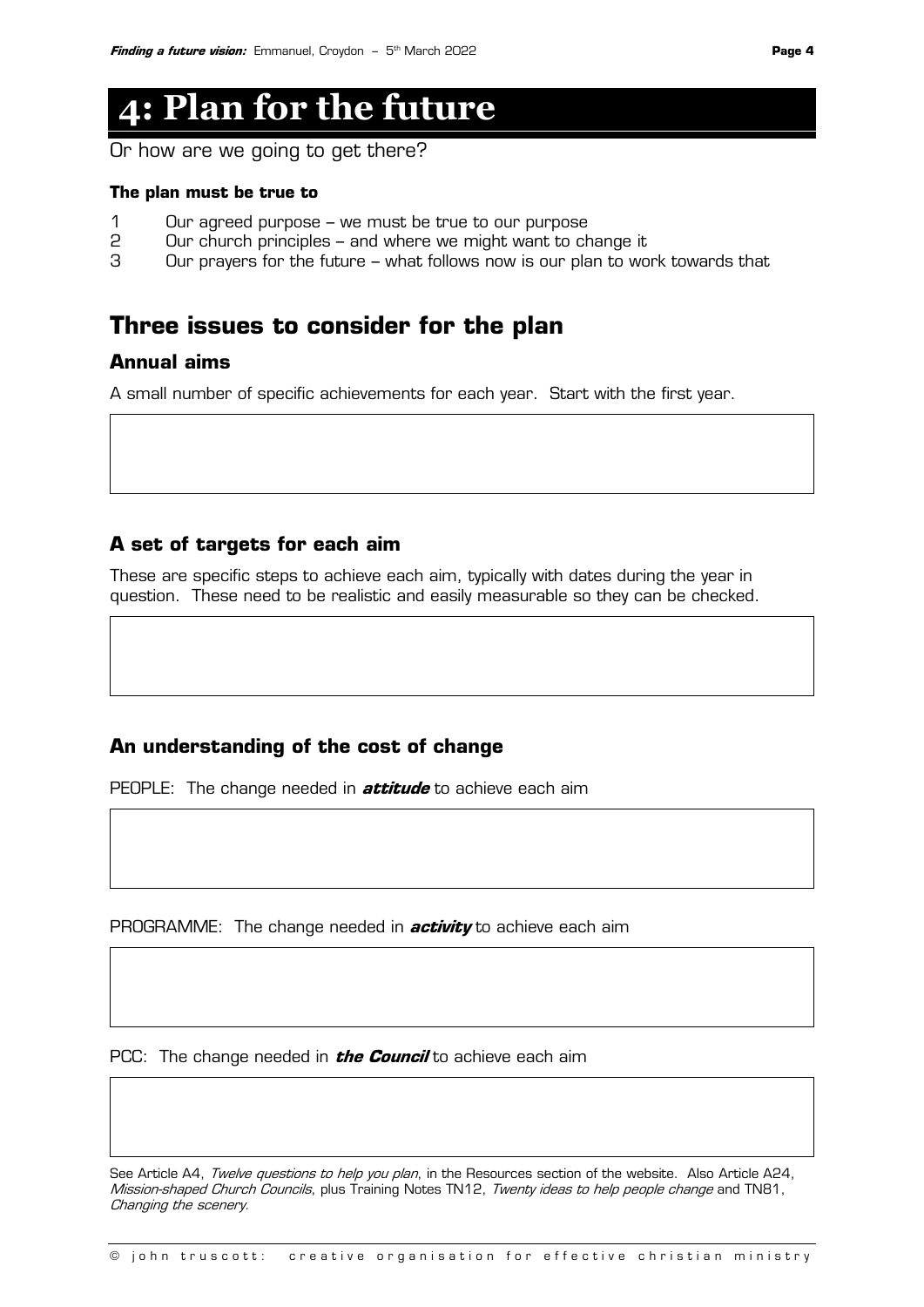# 4: Plan for the future

Or how are we going to get there?

**The plan must be true to**

1. Our agreed purpose – we must be true to our purpose
2. Our church principles – and where we might want to change it
3. Our prayers for the future – what follows now is our plan to work towards that

## Three issues to consider for the plan

### Annual aims

A small number of specific achievements for each year. Start with the first year.

### A set of targets for each aim

These are specific steps to achieve each aim, typically with dates during the year in question. These need to be realistic and easily measurable so they can be checked.

### An understanding of the cost of change

PEOPLE: The change needed in ***attitude*** to achieve each aim

PROGRAMME: The change needed in ***activity*** to achieve each aim

PCC: The change needed in ***the Council*** to achieve each aim

See Article A4, *Twelve questions to help you plan*, in the Resources section of the website. Also Article A24, *Mission-shaped Church Councils*, plus Training Notes TN12, *Twenty ideas to help people change* and TN81, *Changing the scenery.*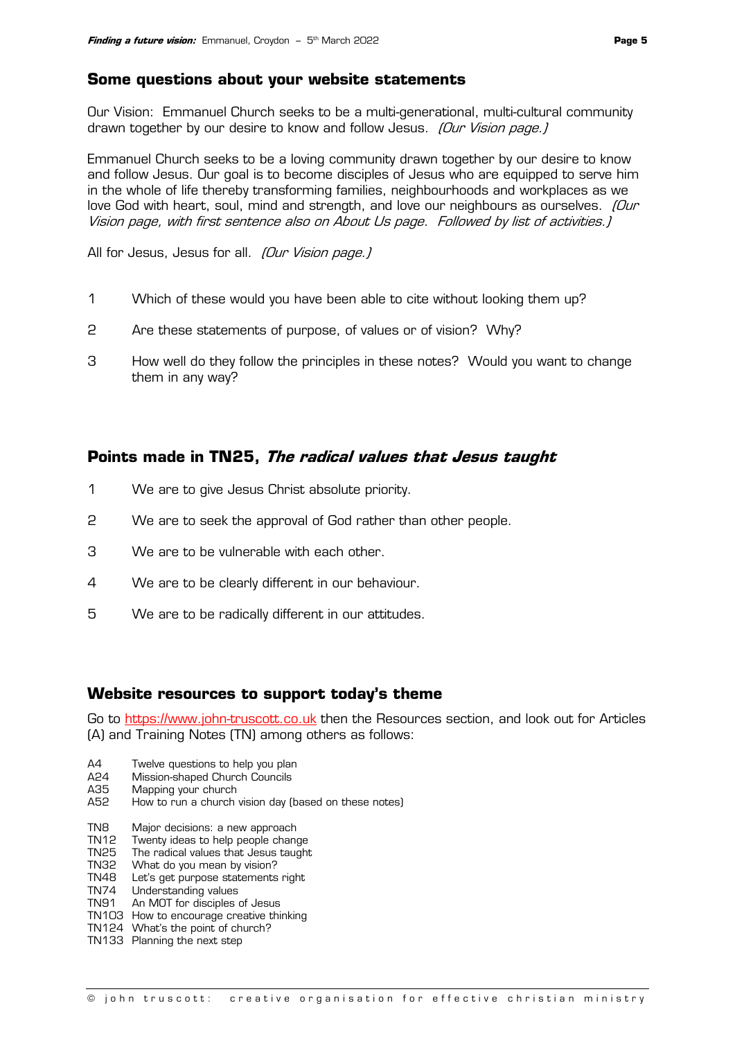## Some questions about your website statements

Our Vision: Emmanuel Church seeks to be a multi-generational, multi-cultural community drawn together by our desire to know and follow Jesus. *(Our Vision page.)*

Emmanuel Church seeks to be a loving community drawn together by our desire to know and follow Jesus. Our goal is to become disciples of Jesus who are equipped to serve him in the whole of life thereby transforming families, neighbourhoods and workplaces as we love God with heart, soul, mind and strength, and love our neighbours as ourselves. *(Our Vision page, with first sentence also on About Us page. Followed by list of activities.)*

All for Jesus, Jesus for all. *(Our Vision page.)*

1. Which of these would you have been able to cite without looking them up?
2. Are these statements of purpose, of values or of vision? Why?
3. How well do they follow the principles in these notes? Would you want to change them in any way?

## Points made in TN25, *The radical values that Jesus taught*

1. We are to give Jesus Christ absolute priority.
2. We are to seek the approval of God rather than other people.
3. We are to be vulnerable with each other.
4. We are to be clearly different in our behaviour.
5. We are to be radically different in our attitudes.

## Website resources to support today's theme

Go to [https://www.john-truscott.co.uk](https://www.john-truscott.co.uk) then the Resources section, and look out for Articles (A) and Training Notes (TN) among others as follows:

A4 Twelve questions to help you plan
A24 Mission-shaped Church Councils
A35 Mapping your church
A52 How to run a church vision day (based on these notes)

TN8 Major decisions: a new approach
TN12 Twenty ideas to help people change
TN25 The radical values that Jesus taught
TN32 What do you mean by vision?
TN48 Let's get purpose statements right
TN74 Understanding values
TN91 An MOT for disciples of Jesus
TN103 How to encourage creative thinking
TN124 What's the point of church?
TN133 Planning the next step